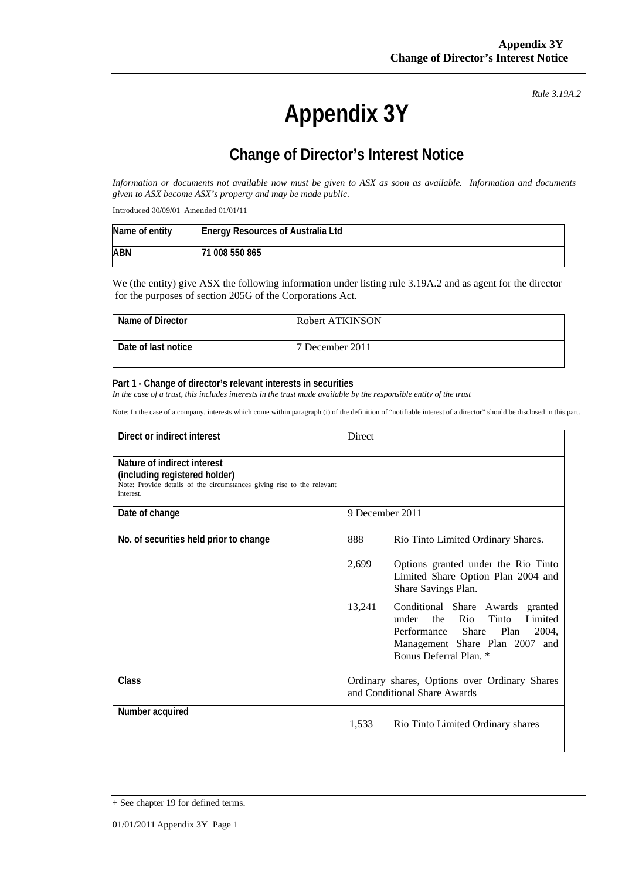*Rule 3.19A.2*

# Appendix 3Y

## Change of Director's Interest Notice

*Information or documents not available now must be given to ASX as soon as available. Information and documents given to ASX become ASX's property and may be made public.*

Introduced 30/09/01 Amended 01/01/11

| Name of entity | Energy Resources of Australia Ltd |
|---|---|
| ABN | 71 008 550 865 |

We (the entity) give ASX the following information under listing rule 3.19A.2 and as agent for the director for the purposes of section 205G of the Corporations Act.

| Name of Director | Robert ATKINSON |
|---|---|
| Date of last notice | 7 December 2011 |

**Part 1 - Change of director's relevant interests in securities**

*In the case of a trust, this includes interests in the trust made available by the responsible entity of the trust*

Note: In the case of a company, interests which come within paragraph (i) of the definition of "notifiable interest of a director" should be disclosed in this part.

| Direct or indirect interest | Direct |
|---|---|
| **Nature of indirect interest (including registered holder)** Note: Provide details of the circumstances giving rise to the relevant interest. | |
| Date of change | 9 December 2011 |
| No. of securities held prior to change | 888 Rio Tinto Limited Ordinary Shares.<br><br>2,699 Options granted under the Rio Tinto Limited Share Option Plan 2004 and Share Savings Plan.<br><br>13,241 Conditional Share Awards granted under the Rio Tinto Limited Performance Share Plan 2004, Management Share Plan 2007 and Bonus Deferral Plan. * |
| Class | Ordinary shares, Options over Ordinary Shares and Conditional Share Awards |
| Number acquired | 1,533 Rio Tinto Limited Ordinary shares |

+ See chapter 19 for defined terms.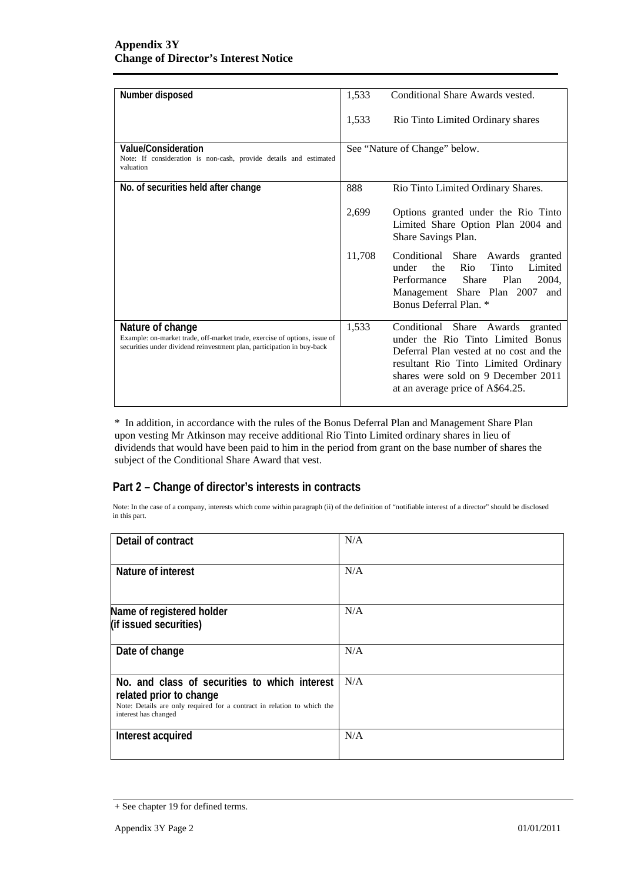| Number disposed | 1,533 Conditional Share Awards vested.<br><br>1,533 Rio Tinto Limited Ordinary shares |
|---|---|
| **Value/Consideration**<br>Note: If consideration is non-cash, provide details and estimated valuation | See "Nature of Change" below. |
| **No. of securities held after change** | 888 Rio Tinto Limited Ordinary Shares.<br><br>2,699 Options granted under the Rio Tinto Limited Share Option Plan 2004 and Share Savings Plan.<br><br>11,708 Conditional Share Awards granted under the Rio Tinto Limited Performance Share Plan 2004, Management Share Plan 2007 and Bonus Deferral Plan. * |
| **Nature of change**<br>Example: on-market trade, off-market trade, exercise of options, issue of securities under dividend reinvestment plan, participation in buy-back | 1,533 Conditional Share Awards granted under the Rio Tinto Limited Bonus Deferral Plan vested at no cost and the resultant Rio Tinto Limited Ordinary shares were sold on 9 December 2011 at an average price of A$64.25. |

* In addition, in accordance with the rules of the Bonus Deferral Plan and Management Share Plan upon vesting Mr Atkinson may receive additional Rio Tinto Limited ordinary shares in lieu of dividends that would have been paid to him in the period from grant on the base number of shares the subject of the Conditional Share Award that vest.

## Part 2 – Change of director's interests in contracts

Note: In the case of a company, interests which come within paragraph (ii) of the definition of "notifiable interest of a director" should be disclosed in this part.

| Detail of contract | N/A |
|---|---|
| **Nature of interest** | N/A |
| **Name of registered holder (if issued securities)** | N/A |
| **Date of change** | N/A |
| **No. and class of securities to which interest related prior to change**<br>Note: Details are only required for a contract in relation to which the interest has changed | N/A |
| **Interest acquired** | N/A |

+ See chapter 19 for defined terms.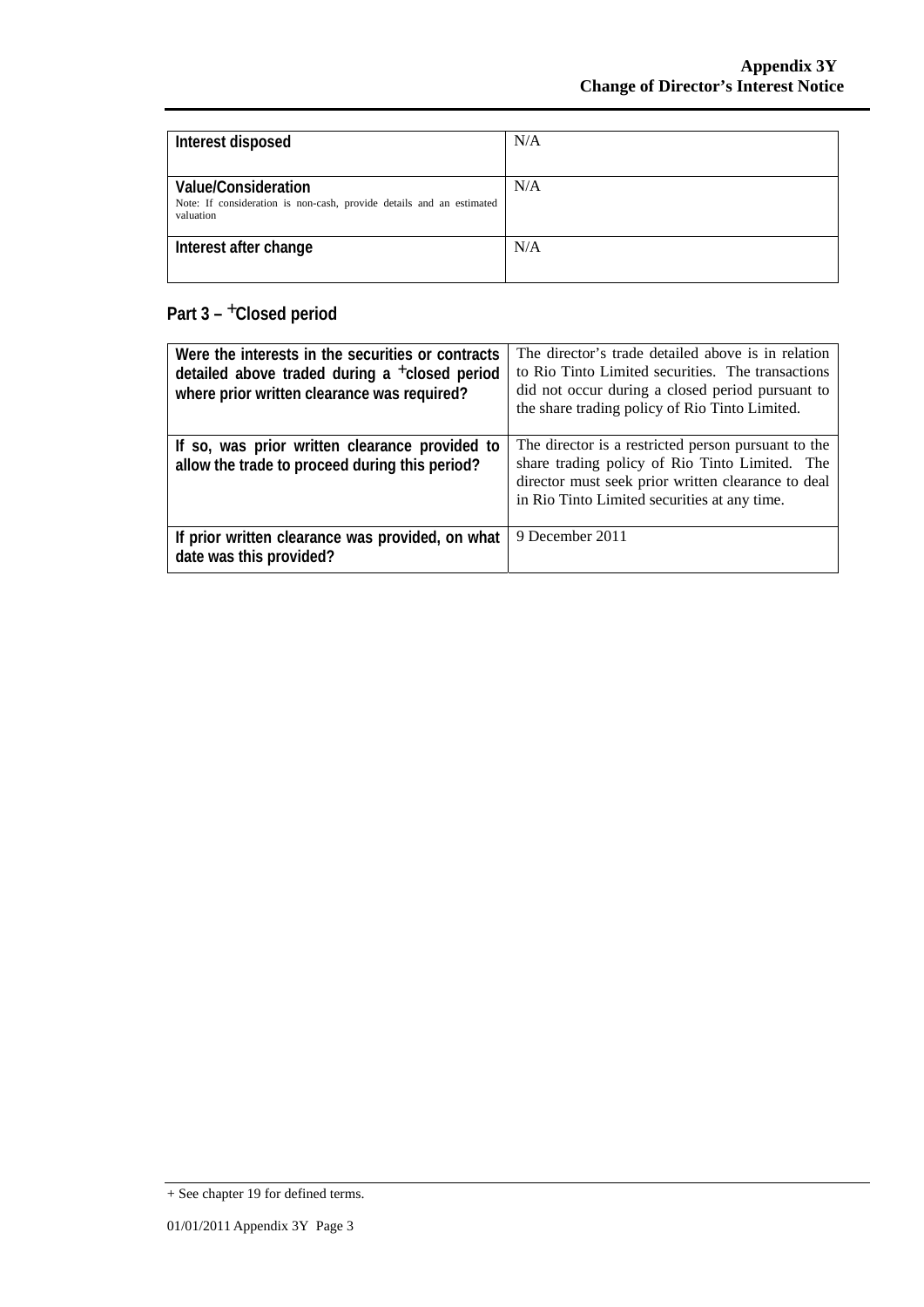| | |
|---|---|
| **Interest disposed** | N/A |
| **Value/Consideration**<br>Note: If consideration is non-cash, provide details and an estimated valuation | N/A |
| **Interest after change** | N/A |

## Part 3 – +Closed period

| | |
|---|---|
| **Were the interests in the securities or contracts detailed above traded during a +closed period where prior written clearance was required?** | The director's trade detailed above is in relation to Rio Tinto Limited securities. The transactions did not occur during a closed period pursuant to the share trading policy of Rio Tinto Limited. |
| **If so, was prior written clearance provided to allow the trade to proceed during this period?** | The director is a restricted person pursuant to the share trading policy of Rio Tinto Limited. The director must seek prior written clearance to deal in Rio Tinto Limited securities at any time. |
| **If prior written clearance was provided, on what date was this provided?** | 9 December 2011 |

+ See chapter 19 for defined terms.